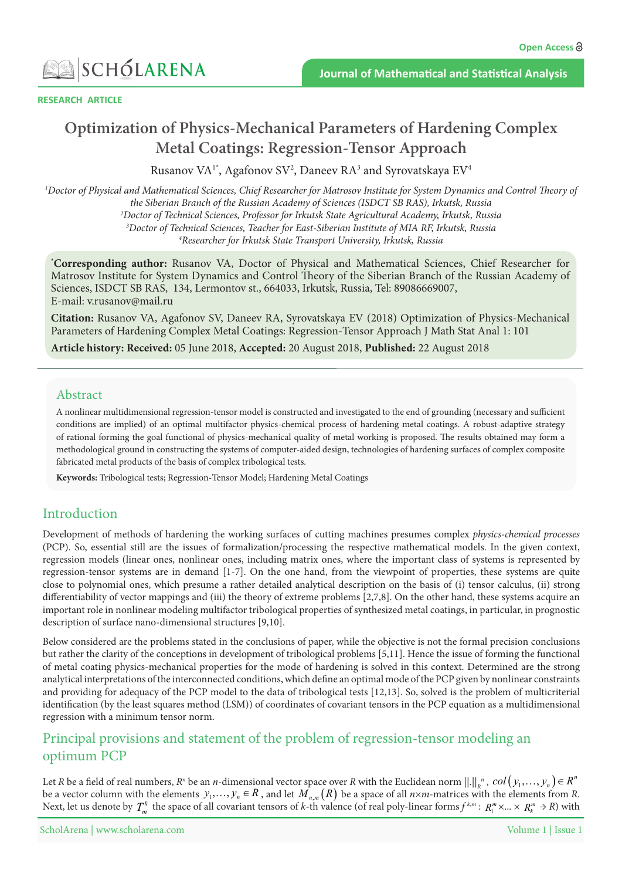RESEARCH ARTICLE

# Optimization of Physics-Mechanical Parameters of Hardening Complex Metal Coatings: Regression-Tensor Approach

Rusanov VA[1*], Agafonov SV[2], Daneev RA[3] and Syrovatskaya EV[4]

[1]*Doctor of Physical and Mathematical Sciences, Chief Researcher for Matrosov Institute for System Dynamics and Control Theory of the Siberian Branch of the Russian Academy of Sciences (ISDCT SB RAS), Irkutsk, Russia*
[2]*Doctor of Technical Sciences, Professor for Irkutsk State Agricultural Academy, Irkutsk, Russia*
[3]*Doctor of Technical Sciences, Teacher for East-Siberian Institute of MIA RF, Irkutsk, Russia*
[4]*Researcher for Irkutsk State Transport University, Irkutsk, Russia*

[*]**Corresponding author:** Rusanov VA, Doctor of Physical and Mathematical Sciences, Chief Researcher for Matrosov Institute for System Dynamics and Control Theory of the Siberian Branch of the Russian Academy of Sciences, ISDCT SB RAS, 134, Lermontov st., 664033, Irkutsk, Russia, Tel: 89086669007, E-mail: v.rusanov@mail.ru

**Citation:** Rusanov VA, Agafonov SV, Daneev RA, Syrovatskaya EV (2018) Optimization of Physics-Mechanical Parameters of Hardening Complex Metal Coatings: Regression-Tensor Approach J Math Stat Anal 1: 101

**Article history: Received:** 05 June 2018, **Accepted:** 20 August 2018, **Published:** 22 August 2018

## Abstract

A nonlinear multidimensional regression-tensor model is constructed and investigated to the end of grounding (necessary and sufficient conditions are implied) of an optimal multifactor physics-chemical process of hardening metal coatings. A robust-adaptive strategy of rational forming the goal functional of physics-mechanical quality of metal working is proposed. The results obtained may form a methodological ground in constructing the systems of computer-aided design, technologies of hardening surfaces of complex composite fabricated metal products of the basis of complex tribological tests.

**Keywords:** Tribological tests; Regression-Tensor Model; Hardening Metal Coatings

## Introduction

Development of methods of hardening the working surfaces of cutting machines presumes complex *physics-chemical processes* (PCP). So, essential still are the issues of formalization/processing the respective mathematical models. In the given context, regression models (linear ones, nonlinear ones, including matrix ones, where the important class of systems is represented by regression-tensor systems are in demand [1-7]. On the one hand, from the viewpoint of properties, these systems are quite close to polynomial ones, which presume a rather detailed analytical description on the basis of (i) tensor calculus, (ii) strong differentiability of vector mappings and (iii) the theory of extreme problems [2,7,8]. On the other hand, these systems acquire an important role in nonlinear modeling multifactor tribological properties of synthesized metal coatings, in particular, in prognostic description of surface nano-dimensional structures [9,10].

Below considered are the problems stated in the conclusions of paper, while the objective is not the formal precision conclusions but rather the clarity of the conceptions in development of tribological problems [5,11]. Hence the issue of forming the functional of metal coating physics-mechanical properties for the mode of hardening is solved in this context. Determined are the strong analytical interpretations of the interconnected conditions, which define an optimal mode of the PCP given by nonlinear constraints and providing for adequacy of the PCP model to the data of tribological tests [12,13]. So, solved is the problem of multicriterial identification (by the least squares method (LSM)) of coordinates of covariant tensors in the PCP equation as a multidimensional regression with a minimum tensor norm.

## Principal provisions and statement of the problem of regression-tensor modeling an optimum PCP

Let $R$ be a field of real numbers, $R^n$ be an $n$-dimensional vector space over $R$ with the Euclidean norm $\|.\|_R^n$, $col(y_1,\ldots,y_n) \in R^n$ be a vector column with the elements $y_1,\ldots,y_n \in R$, and let $M_{n,m}(R)$ be a space of all $n\times m$-matrices with the elements from $R$. Next, let us denote by $T_m^k$ the space of all covariant tensors of $k$-th valence (of real poly-linear forms $f^{k,m}: R_1^m \times \ldots \times R_k^m \to R$) with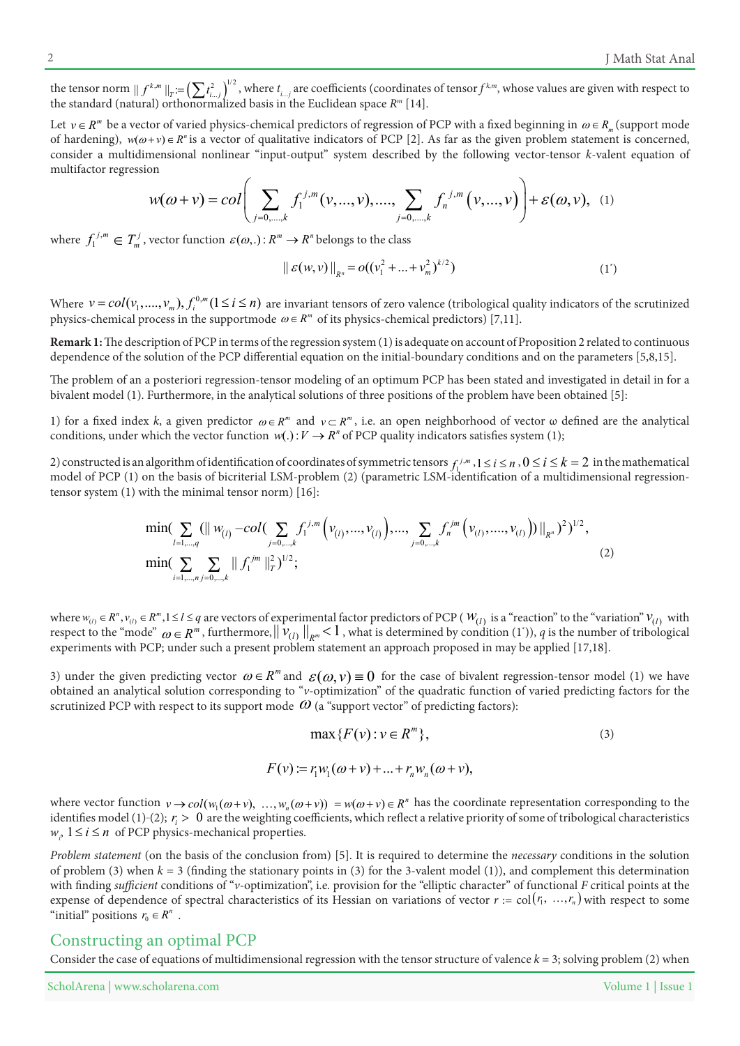the tensor norm $\| f^{k,m} \|_T := \left(\sum t_{i\ldots j}^2\right)^{1/2}$, where $t_{i\ldots j}$ are coefficients (coordinates of tensor $f^{k,m}$, whose values are given with respect to the standard (natural) orthonormalized basis in the Euclidean space $R^m$ [14].

Let $v \in R^m$ be a vector of varied physics-chemical predictors of regression of PCP with a fixed beginning in $\omega \in R_m$ (support mode of hardening), $w(\omega + v) \in R^n$ is a vector of qualitative indicators of PCP [2]. As far as the given problem statement is concerned, consider a multidimensional nonlinear "input-output" system described by the following vector-tensor $k$-valent equation of multifactor regression

$$w(\omega+v) = col\left( \sum_{j=0,\ldots,k} f_1^{\,j,m}(v,\ldots,v), \ldots, \sum_{j=0,\ldots,k} f_n^{\,j,m}\left(v,\ldots,v\right) \right) + \varepsilon(\omega, v), \quad (1)$$

where $f_1^{\,j,m} \in T_m^j$, vector function $\varepsilon(\omega,.) : R^m \to R^n$ belongs to the class

$$\| \varepsilon(w,v) \|_{R^n} = o((v_1^2 + \ldots + v_m^2)^{k/2}) \quad (1^*)$$

Where $v = col(v_1, \ldots, v_m), f_i^{0,m} (1 \le i \le n)$ are invariant tensors of zero valence (tribological quality indicators of the scrutinized physics-chemical process in the supportmode $\omega \in R^m$ of its physics-chemical predictors) [7,11].

**Remark 1:** The description of PCP in terms of the regression system (1) is adequate on account of Proposition 2 related to continuous dependence of the solution of the PCP differential equation on the initial-boundary conditions and on the parameters [5,8,15].

The problem of an a posteriori regression-tensor modeling of an optimum PCP has been stated and investigated in detail in for a bivalent model (1). Furthermore, in the analytical solutions of three positions of the problem have been obtained [5]:

1) for a fixed index $k$, a given predictor $\omega \in R^m$ and $v \subset R^m$, i.e. an open neighborhood of vector ω defined are the analytical conditions, under which the vector function $w(.) : V \to R^n$ of PCP quality indicators satisfies system (1);

2) constructed is an algorithm of identification of coordinates of symmetric tensors $f_1^{\,j,m}, 1 \le i \le n, 0 \le i \le k = 2$ in the mathematical model of PCP (1) on the basis of bicriterial LSM-problem (2) (parametric LSM-identification of a multidimensional regression-tensor system (1) with the minimal tensor norm) [16]:

$$\begin{aligned}
&\min\Big(\sum_{l=1,\ldots,q} (\| w_{(l)} - col(\sum_{j=0,\ldots,k} f_1^{\,j,m}\left(v_{(l)},\ldots,v_{(l)}\right), \ldots, \sum_{j=0,\ldots,k} f_n^{\,jm}\left(v_{(l)},\ldots,v_{(l)}\right)) \|_{R^n})^2\Big)^{1/2}, \\
&\min\Big(\sum_{i=1,\ldots,n} \sum_{j=0,\ldots,k} \| f_1^{\,jm} \|_T^2\Big)^{1/2};
\end{aligned} \quad (2)$$

where $w_{(l)} \in R^n, v_{(l)} \in R^m, 1 \le l \le q$ are vectors of experimental factor predictors of PCP ($w_{(l)}$ is a "reaction" to the "variation" $v_{(l)}$ with respect to the "mode" $\omega \in R^m$, furthermore, $\| v_{(l)} \|_{R^m} < 1$, what is determined by condition (1*)), $q$ is the number of tribological experiments with PCP; under such a present problem statement an approach proposed in may be applied [17,18].

3) under the given predicting vector $\omega \in R^m$ and $\varepsilon(\omega, v) \equiv 0$ for the case of bivalent regression-tensor model (1) we have obtained an analytical solution corresponding to "$v$-optimization" of the quadratic function of varied predicting factors for the scrutinized PCP with respect to its support mode $\omega$ (a "support vector" of predicting factors):

$$\max\{F(v) : v \in R^m\}, \quad (3)$$

$$F(v) := r_1 w_1(\omega + v) + \ldots + r_n w_n(\omega + v),$$

where vector function $v \to col(w_1(\omega+v), \ \ldots, w_n(\omega+v)) = w(\omega+v) \in R^n$ has the coordinate representation corresponding to the identifies model (1)-(2); $r_i > 0$ are the weighting coefficients, which reflect a relative priority of some of tribological characteristics $w_i, 1 \le i \le n$ of PCP physics-mechanical properties.

*Problem statement* (on the basis of the conclusion from) [5]. It is required to determine the *necessary* conditions in the solution of problem (3) when $k = 3$ (finding the stationary points in (3) for the 3-valent model (1)), and complement this determination with finding *sufficient* conditions of "$v$-optimization", i.e. provision for the "elliptic character" of functional $F$ critical points at the expense of dependence of spectral characteristics of its Hessian on variations of vector $r := \text{col}(r_1, \ \ldots, r_n)$ with respect to some "initial" positions $r_0 \in R^n$.

## Constructing an optimal PCP

Consider the case of equations of multidimensional regression with the tensor structure of valence $k = 3$; solving problem (2) when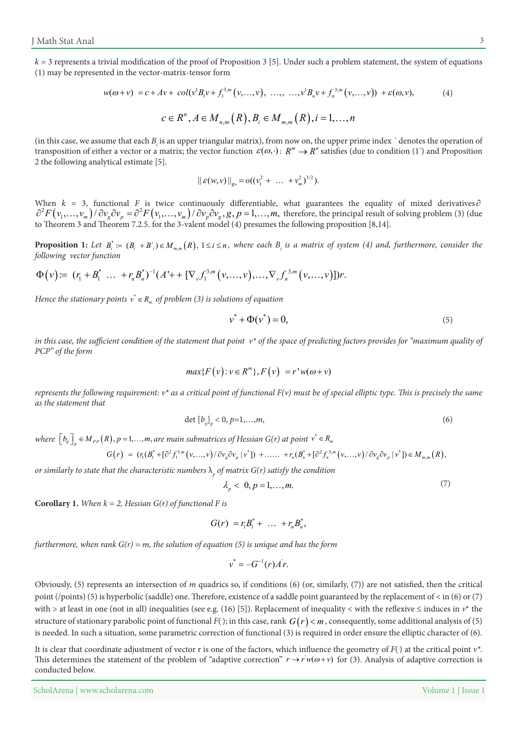$k$ = 3 represents a trivial modification of the proof of Proposition 3 [5]. Under such a problem statement, the system of equations (1) may be represented in the vector-matrix-tensor form

$$w(\omega+v) = c + Av + col(v^1 B_1 v + f_1^{3,m}(v,\ldots,v), \ \ldots, \ \ldots, v^1 B_n v + f_n^{3,m}(v,\ldots,v)) + \varepsilon(\omega, v), \tag{4}$$

$$c \in R^n, A \in M_{n,m}(R), B_i \in M_{m,m}(R), i = 1,\ldots,n$$

(in this case, we assume that each $B_i$ is an upper triangular matrix), from now on, the upper prime index ` denotes the operation of transposition of either a vector or a matrix; the vector function $\varepsilon(\omega,\cdot)$: $R^m \to R^n$ satisfies (due to condition (1`) and Proposition 2 the following analytical estimate [5].

$$\| \varepsilon(w,v) \|_{R^n} = o((v_1^2 + \ \ldots \ + v_m^2)^{3/2}).$$

When $k$ = 3, functional $F$ is twice continuously differentiable, what guarantees the equality of mixed derivatives $\partial$ $\partial^2 F(v_1,\ldots,v_m)/\partial v_g \partial v_p = \partial^2 F(v_1,\ldots,v_m)/\partial v_p \partial v_g, g, p = 1,\ldots,m,$ therefore, the principal result of solving problem (3) (due to Theorem 3 and Theorem 7.2.5. for the 3-valent model (4) presumes the following proposition [8,14].

**Proposition 1:** *Let* $B_i^* := (B_i + B`_i) \in M_{m,m}(R)$, $1 \le i \le n$, *where each* $B_i$ *is a matrix of system (4) and, furthermore, consider the following vector function*

$$\Phi(v) := (r_1 + B_1^* \ \ldots \ + r_n B_n^*)^{-1}(A' + + [\nabla_v f_1^{3,m}(v,\ldots,v),\ldots,\nabla_v f_n^{3,m}(v,\ldots,v)])r.$$

*Hence the stationary points* $v^* \in R_m$ *of problem (3) is solutions of equation*

$$v^* + \Phi(v^*) = 0, \tag{5}$$

*in this case, the sufficient condition of the statement that point* $v^*$ *of the space of predicting factors provides for "maximum quality of PCP" of the form*

$$max\{F(v) : v \in R^m\}, F(v) = r' w(\omega+v)$$

*represents the following requirement:* $v^*$ *as a critical point of functional* $F(v)$ *must be of special elliptic type. This is precisely the same as the statement that*

$$\det [b_{ij}]_p < 0, p=1,\ldots,m, \tag{6}$$

*where* $[b_{ij}]_p \in M_{PP}(R), p = 1,\ldots,m,$ *are main submatrices of Hessian* $G(r)$ *at point* $v^* \in R_m$

$$G(r) = (r_1(B_1^* + [\partial^2 f_1^{3,m}(v,\ldots,v)/\partial v_g \partial v_p \mid v^*]) + \ldots\ldots + r_n(B_n^* + [\partial^2 f_n^{3,m}(v,\ldots,v)/\partial v_g \partial v_p \mid v^*]) \in M_{m,m}(R),$$

*or similarly to state that the characteristic numbers* $\lambda_p$ *of matrix* $G(r)$ *satisfy the condition*

$$\lambda_p < 0, p = 1,\ldots,m. \tag{7}$$

**Corollary 1.** *When k = 2, Hessian G(r) of functional F is*

$$G(r) = r_1 B_1^* + \ \ldots \ + r_n B_n^*,$$

*furthermore, when rank G(r) = m, the solution of equation (5) is unique and has the form*

$$v^* = -G^{-1}(r) A' r.$$

Obviously, (5) represents an intersection of $m$ quadrics so, if conditions (6) (or, similarly, (7)) are not satisfied, then the critical point (/points) (5) is hyperbolic (saddle) one. Therefore, existence of a saddle point guaranteed by the replacement of < in (6) or (7) with > at least in one (not in all) inequalities (see e.g. (16) [5]). Replacement of inequality < with the reflexive ≤ induces in $v^*$ the structure of stationary parabolic point of functional $F(\cdot)$; in this case, rank $G(r) < m$, consequently, some additional analysis of (5) is needed. In such a situation, some parametric correction of functional (3) is required in order ensure the elliptic character of (6).

It is clear that coordinate adjustment of vector r is one of the factors, which influence the geometry of $F(\cdot)$ at the critical point $v^*$. This determines the statement of the problem of "adaptive correction" $r \to r' w(\omega+v)$ for (3). Analysis of adaptive correction is conducted below.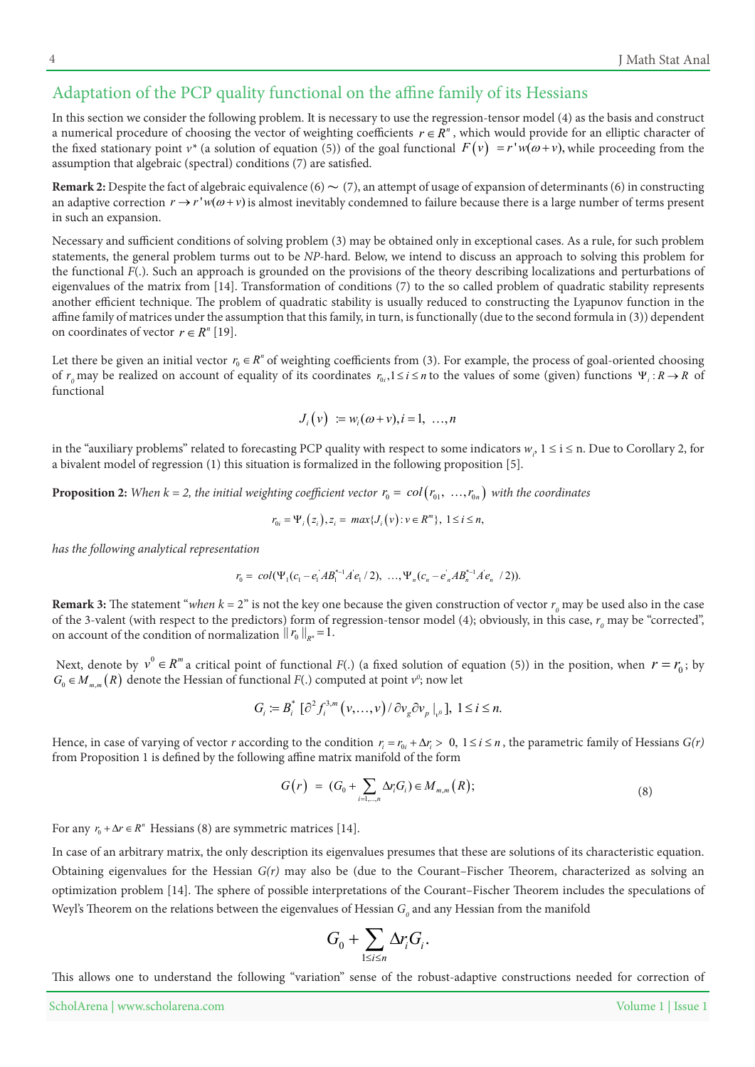## Adaptation of the PCP quality functional on the affine family of its Hessians

In this section we consider the following problem. It is necessary to use the regression-tensor model (4) as the basis and construct a numerical procedure of choosing the vector of weighting coefficients $r \in R^n$, which would provide for an elliptic character of the fixed stationary point $v^*$ (a solution of equation (5)) of the goal functional $F(v) = r' w(\omega + v)$, while proceeding from the assumption that algebraic (spectral) conditions (7) are satisfied.

**Remark 2:** Despite the fact of algebraic equivalence (6) ~ (7), an attempt of usage of expansion of determinants (6) in constructing an adaptive correction $r \to r' w(\omega + v)$ is almost inevitably condemned to failure because there is a large number of terms present in such an expansion.

Necessary and sufficient conditions of solving problem (3) may be obtained only in exceptional cases. As a rule, for such problem statements, the general problem turns out to be *NP*-hard. Below, we intend to discuss an approach to solving this problem for the functional *F*(.). Such an approach is grounded on the provisions of the theory describing localizations and perturbations of eigenvalues of the matrix from [14]. Transformation of conditions (7) to the so called problem of quadratic stability represents another efficient technique. The problem of quadratic stability is usually reduced to constructing the Lyapunov function in the affine family of matrices under the assumption that this family, in turn, is functionally (due to the second formula in (3)) dependent on coordinates of vector $r \in R^n$ [19].

Let there be given an initial vector $r_0 \in R^n$ of weighting coefficients from (3). For example, the process of goal-oriented choosing of $r_0$ may be realized on account of equality of its coordinates $r_{0i}, 1 \le i \le n$ to the values of some (given) functions $\Psi_i : R \to R$ of functional

$$J_i(v) := w_i(\omega + v), i = 1, \ \ldots, n$$

in the "auxiliary problems" related to forecasting PCP quality with respect to some indicators $w_i$, $1 \le i \le n$. Due to Corollary 2, for a bivalent model of regression (1) this situation is formalized in the following proposition [5].

**Proposition 2:** *When k = 2, the initial weighting coefficient vector* $r_0 = col(r_{01}, \ \ldots, r_{0n})$ *with the coordinates*

$$r_{0i} = \Psi_i(z_i), z_i = \max\{J_i(v) : v \in R^m\}, \ 1 \le i \le n,$$

*has the following analytical representation*

$$r_0 = col(\Psi_1(c_1 - e_1^{'} A B_1^{*-1} A^{'} e_1 / 2), \ \ldots, \Psi_n(c_n - e_n^{'} A B_n^{*-1} A^{'} e_n \ / 2)).$$

**Remark 3:** The statement "*when k = 2*" is not the key one because the given construction of vector $r_0$ may be used also in the case of the 3-valent (with respect to the predictors) form of regression-tensor model (4); obviously, in this case, $r_0$ may be "corrected", on account of the condition of normalization $\| r_0 \|_{R^n} = 1$.

Next, denote by $v^0 \in R^m$ a critical point of functional *F*(.) (a fixed solution of equation (5)) in the position, when $r = r_0$; by $G_0 \in M_{m,m}(R)$ denote the Hessian of functional *F*(.) computed at point $v^0$; now let

$$G_i := B_i^* \ [\partial^2 f_i^{3,m}(v, \ldots, v) / \partial v_g \partial v_p \mid_{v^0}], \ 1 \le i \le n.$$

Hence, in case of varying of vector *r* according to the condition $r_i = r_{0i} + \Delta r_i > \ 0, \ 1 \le i \le n$, the parametric family of Hessians *G(r)* from Proposition 1 is defined by the following affine matrix manifold of the form

$$G(r) \ = \ (G_0 + \sum_{i=1,\ldots,n} \Delta r_i G_i) \in M_{m,m}(R); \tag{8}$$

For any $r_0 + \Delta r \in R^n$ Hessians (8) are symmetric matrices [14].

In case of an arbitrary matrix, the only description its eigenvalues presumes that these are solutions of its characteristic equation. Obtaining eigenvalues for the Hessian *G(r)* may also be (due to the Courant–Fischer Theorem, characterized as solving an optimization problem [14]. The sphere of possible interpretations of the Courant–Fischer Theorem includes the speculations of Weyl's Theorem on the relations between the eigenvalues of Hessian $G_0$ and any Hessian from the manifold

$$G_0 + \sum_{1 \le i \le n} \Delta r_i G_i.$$

This allows one to understand the following "variation" sense of the robust-adaptive constructions needed for correction of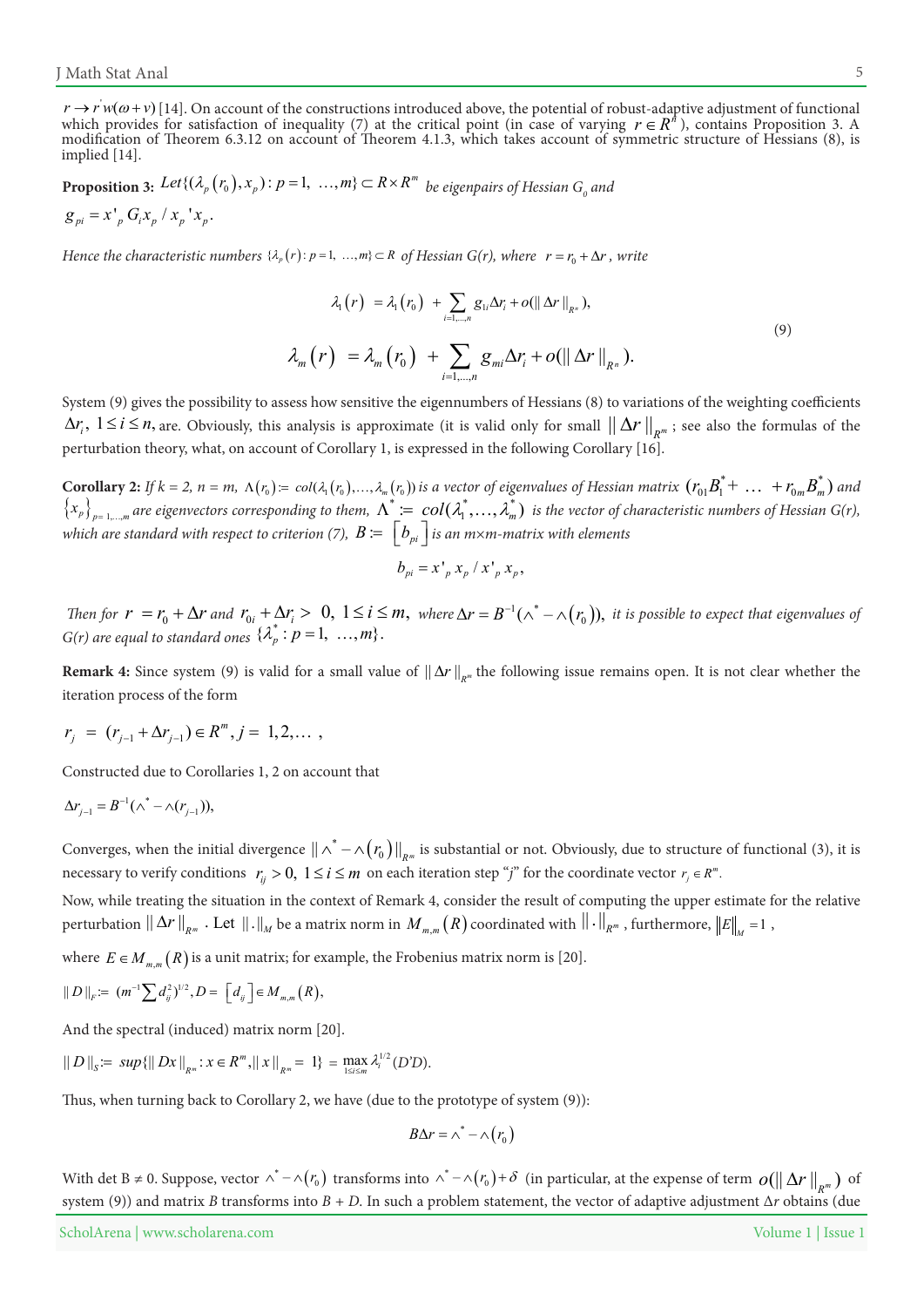$r \to r^{'} w(\omega + v)$ [14]. On account of the constructions introduced above, the potential of robust-adaptive adjustment of functional which provides for satisfaction of inequality (7) at the critical point (in case of varying $r \in R^{n}$), contains Proposition 3. A modification of Theorem 6.3.12 on account of Theorem 4.1.3, which takes account of symmetric structure of Hessians (8), is implied [14].

**Proposition 3:** *Let* $\{(\lambda_p(r_0), x_p) : p = 1, \ldots, m\} \subset R \times R^m$ *be eigenpairs of Hessian* $G_0$ *and*

$g_{pi} = x'_p G_i x_p / x_p{'} x_p$.

*Hence the characteristic numbers* $\{\lambda_p(r) : p = 1, \ldots, m\} \subset R$ *of Hessian G(r), where* $r = r_0 + \Delta r$*, write*

$$
\begin{aligned}
\lambda_1(r) &= \lambda_1(r_0) + \sum_{i=1,\ldots,n} g_{1i} \Delta r_i + o(\|\Delta r\|_{R^n}), \\
\lambda_m(r) &= \lambda_m(r_0) + \sum_{i=1,\ldots,n} g_{mi} \Delta r_i + o(\|\Delta r\|_{R^n}).
\end{aligned}
\tag{9}
$$

System (9) gives the possibility to assess how sensitive the eigennumbers of Hessians (8) to variations of the weighting coefficients $\Delta r_i,\ 1 \le i \le n,$ are. Obviously, this analysis is approximate (it is valid only for small $\|\Delta r\|_{R^m}$; see also the formulas of the perturbation theory, what, on account of Corollary 1, is expressed in the following Corollary [16].

**Corollary 2:** *If k = 2, n = m,* $\Lambda(r_0) := col(\lambda_1(r_0), \ldots, \lambda_m(r_0))$ *is a vector of eigenvalues of Hessian matrix* $(r_{01}B_1^* + \ldots + r_{0m}B_m^*)$ *and* $\{x_p\}_{p=1,\ldots,m}$ *are eigenvectors corresponding to them,* $\Lambda^* := col(\lambda_1^*, \ldots, \lambda_m^*)$ *is the vector of characteristic numbers of Hessian G(r), which are standard with respect to criterion (7),* $B := [b_{pi}]$ *is an m×m-matrix with elements*

$$b_{pi} = x'_p x_p / x'_p x_p,$$

*Then for* $r = r_0 + \Delta r$ *and* $r_{0i} + \Delta r_i > 0,\ 1 \le i \le m,$ *where* $\Delta r = B^{-1}(\wedge^* - \wedge(r_0)),$ *it is possible to expect that eigenvalues of G(r) are equal to standard ones* $\{\lambda_p^* : p = 1, \ldots, m\}$.

**Remark 4:** Since system (9) is valid for a small value of $\|\Delta r\|_{R^m}$ the following issue remains open. It is not clear whether the iteration process of the form

$r_j = (r_{j-1} + \Delta r_{j-1}) \in R^m, j = 1, 2, \ldots ,$

Constructed due to Corollaries 1, 2 on account that

$\Delta r_{j-1} = B^{-1}(\wedge^* - \wedge(r_{j-1})),$

Converges, when the initial divergence $\|\wedge^* - \wedge(r_0)\|_{R^m}$ is substantial or not. Obviously, due to structure of functional (3), it is necessary to verify conditions $r_{ij} > 0,\ 1 \le i \le m$ on each iteration step "*j*" for the coordinate vector $r_j \in R^m$.

Now, while treating the situation in the context of Remark 4, consider the result of computing the upper estimate for the relative perturbation $\|\Delta r\|_{R^m}$. Let $\|.\|_M$ be a matrix norm in $M_{m,m}(R)$ coordinated with $\|\cdot\|_{R^m}$, furthermore, $\|E\|_M = 1$,

where $E \in M_{m,m}(R)$ is a unit matrix; for example, the Frobenius matrix norm is [20].

$\|D\|_F := (m^{-1} \sum d_{ij}^2)^{1/2}, D = [d_{ij}] \in M_{m,m}(R),$

And the spectral (induced) matrix norm [20].

$\|D\|_S := sup\{\|Dx\|_{R^m} : x \in R^m, \|x\|_{R^m} = 1\} = \max_{1 \le i \le m} \lambda_i^{1/2}(D'D).$

Thus, when turning back to Corollary 2, we have (due to the prototype of system (9)):

$$B \Delta r = \wedge^* - \wedge(r_0)$$

With det B ≠ 0. Suppose, vector $\wedge^* - \wedge(r_0)$ transforms into $\wedge^* - \wedge(r_0) + \delta$ (in particular, at the expense of term $o(\|\Delta r\|_{R^m})$ of system (9)) and matrix *B* transforms into *B* + *D*. In such a problem statement, the vector of adaptive adjustment Δ*r* obtains (due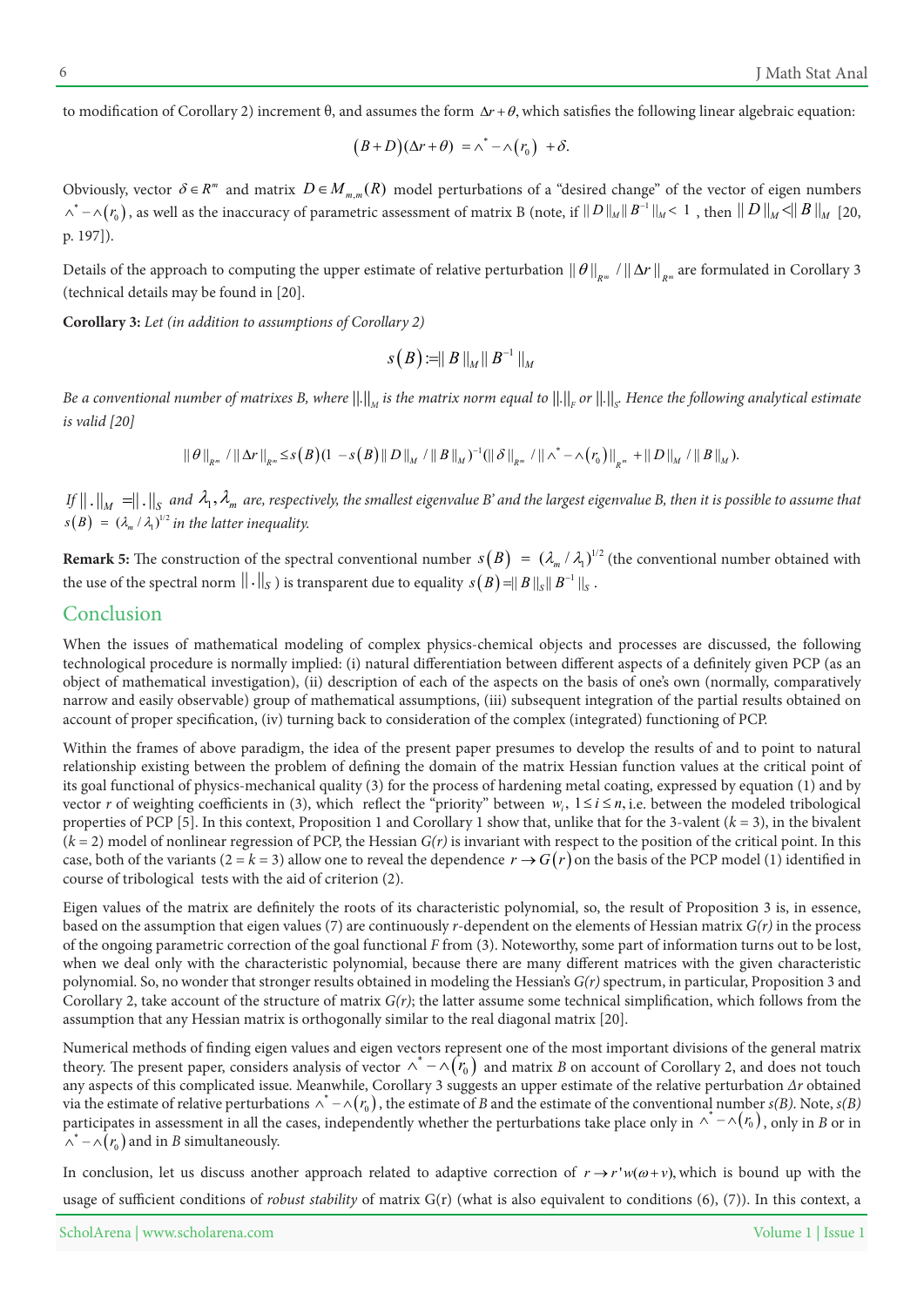to modification of Corollary 2) increment θ, and assumes the form $\Delta r+\theta$, which satisfies the following linear algebraic equation:

$$(B+D)(\Delta r+\theta) = \wedge^{*} - \wedge(r_0) + \delta.$$

Obviously, vector $\delta \in R^{m}$ and matrix $D \in M_{m,m}(R)$ model perturbations of a "desired change" of the vector of eigen numbers $\wedge^{*} - \wedge(r_0)$, as well as the inaccuracy of parametric assessment of matrix B (note, if $\| D \|_M \| B^{-1} \|_M < 1$, then $\| D \|_M < \| B \|_M$ [20, p. 197]).

Details of the approach to computing the upper estimate of relative perturbation $\| \theta \|_{R^m} / \| \Delta r \|_{R^m}$ are formulated in Corollary 3 (technical details may be found in [20].

**Corollary 3:** *Let (in addition to assumptions of Corollary 2)*

$$s(B) := \| B \|_M \| B^{-1} \|_M$$

*Be a conventional number of matrixes B, where $\|.\|_M$ is the matrix norm equal to $\|.\|_F$ or $\|.\|_S$. Hence the following analytical estimate is valid [20]*

$$\| \theta \|_{R^m} / \| \Delta r \|_{R^m} \le s(B)(1 - s(B) \| D \|_M / \| B \|_M)^{-1} (\| \delta \|_{R^m} / \| \wedge^{*} - \wedge(r_0) \|_{R^m} + \| D \|_M / \| B \|_M).$$

*If $\| . \|_M = \| . \|_S$ and $\lambda_1, \lambda_m$ are, respectively, the smallest eigenvalue B' and the largest eigenvalue B, then it is possible to assume that $s(B) = (\lambda_m / \lambda_1)^{1/2}$ in the latter inequality.*

**Remark 5:** The construction of the spectral conventional number $s(B) = (\lambda_m / \lambda_1)^{1/2}$ (the conventional number obtained with the use of the spectral norm $\| \cdot \|_S$ ) is transparent due to equality $s(B) = \| B \|_S \| B^{-1} \|_S$ .

## Conclusion

When the issues of mathematical modeling of complex physics-chemical objects and processes are discussed, the following technological procedure is normally implied: (i) natural differentiation between different aspects of a definitely given PCP (as an object of mathematical investigation), (ii) description of each of the aspects on the basis of one's own (normally, comparatively narrow and easily observable) group of mathematical assumptions, (iii) subsequent integration of the partial results obtained on account of proper specification, (iv) turning back to consideration of the complex (integrated) functioning of PCP.

Within the frames of above paradigm, the idea of the present paper presumes to develop the results of and to point to natural relationship existing between the problem of defining the domain of the matrix Hessian function values at the critical point of its goal functional of physics-mechanical quality (3) for the process of hardening metal coating, expressed by equation (1) and by vector *r* of weighting coefficients in (3), which reflect the "priority" between $w_i$, $1 \le i \le n$, i.e. between the modeled tribological properties of PCP [5]. In this context, Proposition 1 and Corollary 1 show that, unlike that for the 3-valent ($k = 3$), in the bivalent ($k = 2$) model of nonlinear regression of PCP, the Hessian *G(r)* is invariant with respect to the position of the critical point. In this case, both of the variants ($2 = k = 3$) allow one to reveal the dependence $r \to G(r)$ on the basis of the PCP model (1) identified in course of tribological tests with the aid of criterion (2).

Eigen values of the matrix are definitely the roots of its characteristic polynomial, so, the result of Proposition 3 is, in essence, based on the assumption that eigen values (7) are continuously *r*-dependent on the elements of Hessian matrix *G(r)* in the process of the ongoing parametric correction of the goal functional *F* from (3). Noteworthy, some part of information turns out to be lost, when we deal only with the characteristic polynomial, because there are many different matrices with the given characteristic polynomial. So, no wonder that stronger results obtained in modeling the Hessian's *G(r)* spectrum, in particular, Proposition 3 and Corollary 2, take account of the structure of matrix *G(r)*; the latter assume some technical simplification, which follows from the assumption that any Hessian matrix is orthogonally similar to the real diagonal matrix [20].

Numerical methods of finding eigen values and eigen vectors represent one of the most important divisions of the general matrix theory. The present paper, considers analysis of vector $\wedge^{*} - \wedge(r_0)$ and matrix *B* on account of Corollary 2, and does not touch any aspects of this complicated issue. Meanwhile, Corollary 3 suggests an upper estimate of the relative perturbation *Δr* obtained via the estimate of relative perturbations $\wedge^{*} - \wedge(r_0)$, the estimate of *B* and the estimate of the conventional number *s(B)*. Note, *s(B)* participates in assessment in all the cases, independently whether the perturbations take place only in $\wedge^{*} - \wedge(r_0)$, only in *B* or in $\wedge^{*} - \wedge(r_0)$ and in *B* simultaneously.

In conclusion, let us discuss another approach related to adaptive correction of $r \to r' w(\omega + v)$, which is bound up with the usage of sufficient conditions of *robust stability* of matrix G(r) (what is also equivalent to conditions (6), (7)). In this context, a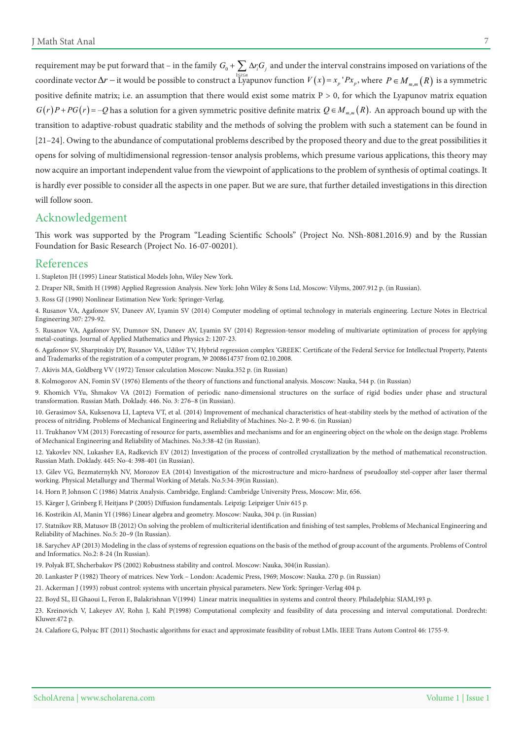requirement may be put forward that – in the family $G_0 + \sum_{1 \le i \le n} \Delta r_i G_j$ and under the interval constrains imposed on variations of the coordinate vector $\Delta r$ – it would be possible to construct a Lyapunov function $V(x) = x_p{}'Px_p$, where $P \in M_{m,m}(R)$ is a symmetric positive definite matrix; i.e. an assumption that there would exist some matrix P > 0, for which the Lyapunov matrix equation $G(r)P + PG(r) = -Q$ has a solution for a given symmetric positive definite matrix $Q \in M_{m,m}(R)$. An approach bound up with the transition to adaptive-robust quadratic stability and the methods of solving the problem with such a statement can be found in [21–24]. Owing to the abundance of computational problems described by the proposed theory and due to the great possibilities it opens for solving of multidimensional regression-tensor analysis problems, which presume various applications, this theory may now acquire an important independent value from the viewpoint of applications to the problem of synthesis of optimal coatings. It is hardly ever possible to consider all the aspects in one paper. But we are sure, that further detailed investigations in this direction will follow soon.

## Acknowledgement

This work was supported by the Program "Leading Scientific Schools" (Project No. NSh-8081.2016.9) and by the Russian Foundation for Basic Research (Project No. 16-07-00201).

## References

1. Stapleton JH (1995) Linear Statistical Models John, Wiley New York.

2. Draper NR, Smith H (1998) Applied Regression Analysis. New York: John Wiley & Sons Ltd, Moscow: Vilyms, 2007.912 p. (in Russian).

3. Ross GJ (1990) Nonlinear Estimation New York: Springer-Verlag.

4. Rusanov VA, Agafonov SV, Daneev AV, Lyamin SV (2014) Computer modeling of optimal technology in materials engineering. Lecture Notes in Electrical Engineering 307: 279-92.

5. Rusanov VA, Agafonov SV, Dumnov SN, Daneev AV, Lyamin SV (2014) Regression-tensor modeling of multivariate optimization of process for applying metal-coatings. Journal of Applied Mathematics and Physics 2: 1207-23.

6. Agafonov SV, Sharpinskiy DY, Rusanov VA, Udilov TV, Hybrid regression complex 'GREEK'. Certificate of the Federal Service for Intellectual Property, Patents and Trademarks of the registration of a computer program, № 2008614737 from 02.10.2008.

7. Akivis MA, Goldberg VV (1972) Tensor calculation Moscow: Nauka.352 p. (in Russian)

8. Kolmogorov AN, Fomin SV (1976) Elements of the theory of functions and functional analysis. Moscow: Nauka, 544 p. (in Russian)

9. Khomich VYu, Shmakov VA (2012) Formation of periodic nano-dimensional structures on the surface of rigid bodies under phase and structural transformation. Russian Math. Doklady. 446. No. 3: 276–8 (in Russian).

10. Gerasimov SA, Kuksenova LI, Lapteva VT, et al. (2014) Improvement of mechanical characteristics of heat-stability steels by the method of activation of the process of nitriding. Problems of Mechanical Engineering and Reliability of Machines. No-2. P. 90-6. (in Russian)

11. Trukhanov VM (2013) Forecasting of resource for parts, assemblies and mechanisms and for an engineering object on the whole on the design stage. Problems of Mechanical Engineering and Reliability of Machines. No.3:38-42 (in Russian).

12. Yakovlev NN, Lukashev EA, Radkevich EV (2012) Investigation of the process of controlled crystallization by the method of mathematical reconstruction. Russian Math. Doklady. 445: No-4: 398-401 (in Russian).

13. Gilev VG, Bezmaternykh NV, Morozov EA (2014) Investigation of the microstructure and micro-hardness of pseudoalloy stel-copper after laser thermal working. Physical Metallurgy and Thermal Working of Metals. No.5:34-39(in Russian).

14. Horn P, Johnson C (1986) Matrix Analysis. Cambridge, England: Cambridge University Press, Moscow: Mir, 656.

15. Kärger J, Grinberg F, Heitjans P (2005) Diffusion fundamentals. Leipzig: Leipziger Univ 615 p.

16. Kostrikin AI, Manin YI (1986) Linear algebra and geometry. Moscow: Nauka, 304 p. (in Russian)

17. Statnikov RB, Matusov IB (2012) On solving the problem of multicriterial identification and finishing of test samples, Problems of Mechanical Engineering and Reliability of Machines. No.5: 20–9 (In Russian).

18. Sarychev AP (2013) Modeling in the class of systems of regression equations on the basis of the method of group account of the arguments. Problems of Control and Informatics. No.2: 8-24 (In Russian).

19. Polyak BT, Shcherbakov PS (2002) Robustness stability and control. Moscow: Nauka, 304(in Russian).

20. Lankaster P (1982) Theory of matrices. New York – London: Academic Press, 1969; Moscow: Nauka. 270 p. (in Russian)

21. Ackerman J (1993) robust control: systems with uncertain physical parameters. New York: Springer-Verlag 404 p.

22. Boyd SL, El Ghaoui L, Feron E, Balakrishnan V(1994) Linear matrix inequalities in systems and control theory. Philadelphia: SIAM,193 p.

23. Kreinovich V, Lakeyev AV, Rohn J, Kahl P(1998) Computational complexity and feasibility of data processing and interval computational. Dordrecht: Kluwer.472 p.

24. Calafiore G, Polyac BT (2011) Stochastic algorithms for exact and approximate feasibility of robust LMIs. IEEE Trans Autom Control 46: 1755-9.